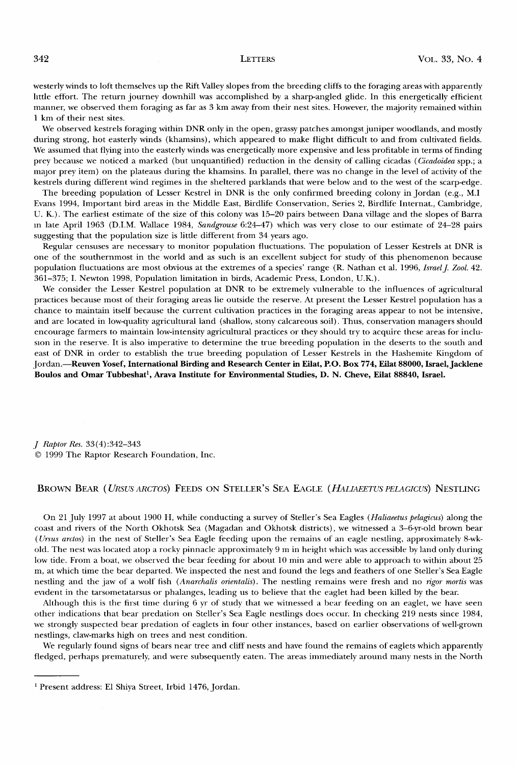westerly winds to loft themselves up the Rift Valley slopes from the breeding cliffs to the foraging areas with apparently little effort. The return journey downhill was accomplished by a sharp-angled glide. In this energetically efficient manner, we observed them foraging as far as 3 km away from their nest sites. However, the majority remained within 1 km of their nest sites.

We observed kestrels foraging within DNR only in the open, grassy patches amongst juniper woodlands, and mostly during strong, hot easterly winds (khamsins), which appeared to make flight difficult to and from cultivated fields. We assumed that flying into the easterly winds was energetically more expensive and less profitable in terms of finding prey because we noticed a marked (but unquantified) reduction in the density of calling cicadas (*Cicadoidea* spp.; a major prey item) on the plateaus during the khamsins. In parallel, there was no change in the level of activity of the kestrels during different wind regimes in the sheltered parklands that were below and to the west of the scarp-edge.

The breeding population of Lesser Kestrel in DNR is the only confirmed breeding colony in Jordan (e.g., M.I Evans 1994, Important bird areas in the Middle East, Birdlife Conservation, Series 2, Birdlife Internat., Cambridge, U. K.). The earliest estimate of the size of this colony was 15–20 pairs between Dana village and the slopes of Barra in late April 1963 (D.I.M. Wallace 1984, *Sandgrouse* 6:24–47) which was very close to our estimate of 24–28 pairs suggesting that the population size is little different from 34 years ago.

Regular censuses are necessary to monitor population fluctuations. The population of Lesser Kestrels at DNR is one of the southernmost in the world and as such is an excellent subject for study of this phenomenon because population fluctuations are most obvious at the extremes of a species' range (R. Nathan et al. 1996, *Israel J. Zool.* 42. 361–375; I. Newton 1998, Population limitation in birds, Academic Press, London, U.K.).

We consider the Lesser Kestrel population at DNR to be extremely vulnerable to the influences of agricultural practices because most of their foraging areas lie outside the reserve. At present the Lesser Kestrel population has a chance to maintain itself because the current cultivation practices in the foraging areas appear to not be intensive, and are located in low-quality agricultural land (shallow, stony calcareous soil). Thus, conservation managers should encourage farmers to maintain low-intensity agricultural practices or they should try to acquire these areas for inclusion in the reserve. It is also imperative to determine the true breeding population in the deserts to the south and east of DNR in order to establish the true breeding population of Lesser Kestrels in the Hashemite Kingdom of Jordan.—**Reuven Yosef, International Birding and Research Center in Eilat, P.O. Box 774, Eilat 88000, Israel, Jacklene Boulos and Omar Tubbeshat[1], Arava Institute for Environmental Studies, D. N. Cheve, Eilat 88840, Israel.**

*J Raptor Res.* 33(4):342–343
© 1999 The Raptor Research Foundation, Inc.

## Brown Bear (*Ursus arctos*) Feeds on Steller's Sea Eagle (*Haliaeetus pelagicus*) Nestling

On 21 July 1997 at about 1900 H, while conducting a survey of Steller's Sea Eagles (*Haliaeetus pelagicus*) along the coast and rivers of the North Okhotsk Sea (Magadan and Okhotsk districts), we witnessed a 3–6-yr-old brown bear (*Ursus arctos*) in the nest of Steller's Sea Eagle feeding upon the remains of an eagle nestling, approximately 8-wk-old. The nest was located atop a rocky pinnacle approximately 9 m in height which was accessible by land only during low tide. From a boat, we observed the bear feeding for about 10 min and were able to approach to within about 25 m, at which time the bear departed. We inspected the nest and found the legs and feathers of one Steller's Sea Eagle nestling and the jaw of a wolf fish (*Anarchalis orientalis*). The nestling remains were fresh and no *rigor mortis* was evident in the tarsometatarsus or phalanges, leading us to believe that the eaglet had been killed by the bear.

Although this is the first time during 6 yr of study that we witnessed a bear feeding on an eaglet, we have seen other indications that bear predation on Steller's Sea Eagle nestlings does occur. In checking 219 nests since 1984, we strongly suspected bear predation of eaglets in four other instances, based on earlier observations of well-grown nestlings, claw-marks high on trees and nest condition.

We regularly found signs of bears near tree and cliff nests and have found the remains of eaglets which apparently fledged, perhaps prematurely, and were subsequently eaten. The areas immediately around many nests in the North

[1] Present address: El Shiya Street, Irbid 1476, Jordan.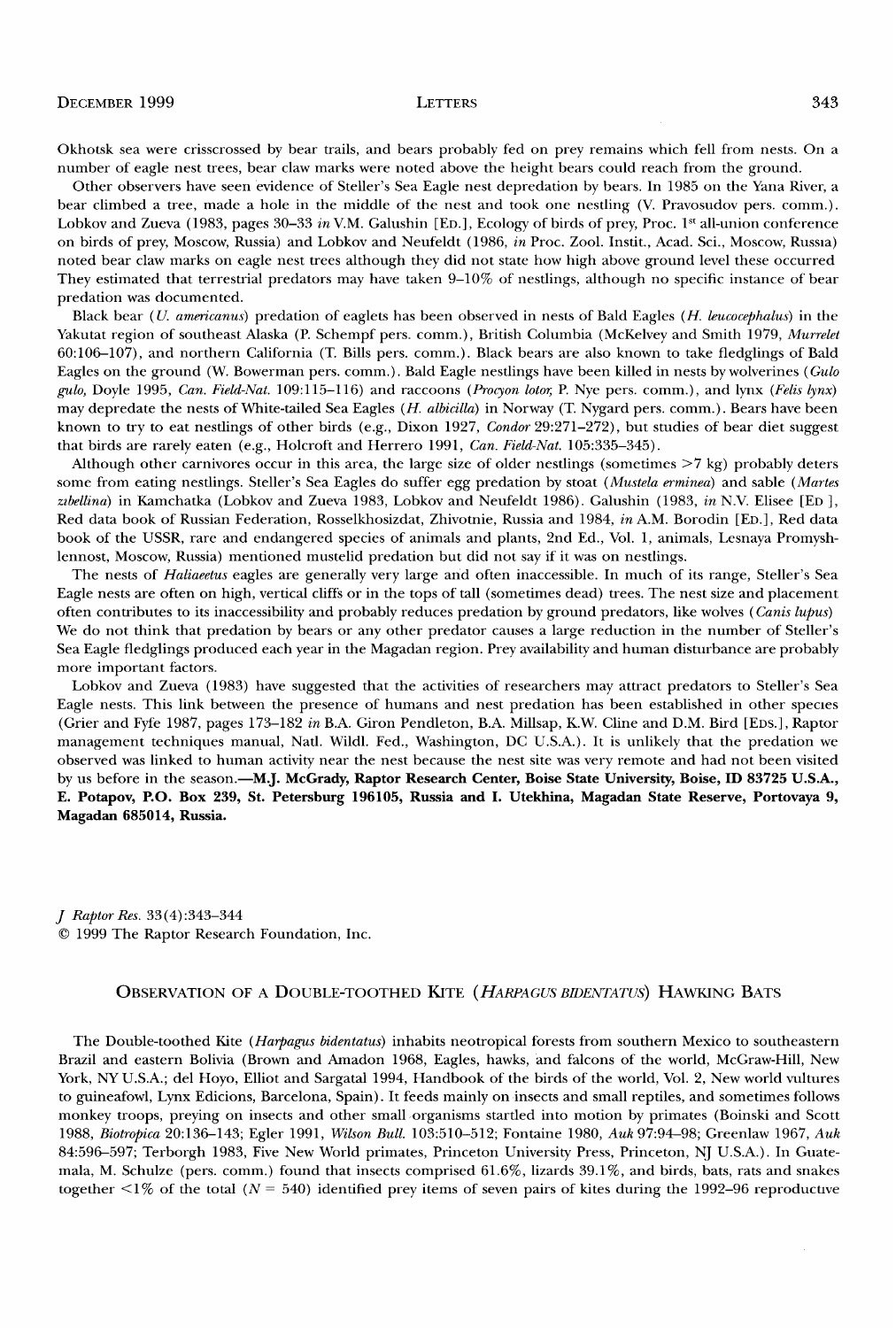Okhotsk sea were crisscrossed by bear trails, and bears probably fed on prey remains which fell from nests. On a number of eagle nest trees, bear claw marks were noted above the height bears could reach from the ground.

Other observers have seen evidence of Steller's Sea Eagle nest depredation by bears. In 1985 on the Yana River, a bear climbed a tree, made a hole in the middle of the nest and took one nestling (V. Pravosudov pers. comm.). Lobkov and Zueva (1983, pages 30–33 *in* V.M. Galushin [Ed.], Ecology of birds of prey, Proc. 1st all-union conference on birds of prey, Moscow, Russia) and Lobkov and Neufeldt (1986, *in* Proc. Zool. Instit., Acad. Sci., Moscow, Russia) noted bear claw marks on eagle nest trees although they did not state how high above ground level these occurred. They estimated that terrestrial predators may have taken 9–10% of nestlings, although no specific instance of bear predation was documented.

Black bear (*U. americanus*) predation of eaglets has been observed in nests of Bald Eagles (*H. leucocephalus*) in the Yakutat region of southeast Alaska (P. Schempf pers. comm.), British Columbia (McKelvey and Smith 1979, *Murrelet* 60:106–107), and northern California (T. Bills pers. comm.). Black bears are also known to take fledglings of Bald Eagles on the ground (W. Bowerman pers. comm.). Bald Eagle nestlings have been killed in nests by wolverines (*Gulo gulo*, Doyle 1995, *Can. Field-Nat.* 109:115–116) and raccoons (*Procyon lotor*, P. Nye pers. comm.), and lynx (*Felis lynx*) may depredate the nests of White-tailed Sea Eagles (*H. albicilla*) in Norway (T. Nygard pers. comm.). Bears have been known to try to eat nestlings of other birds (e.g., Dixon 1927, *Condor* 29:271–272), but studies of bear diet suggest that birds are rarely eaten (e.g., Holcroft and Herrero 1991, *Can. Field-Nat.* 105:335–345).

Although other carnivores occur in this area, the large size of older nestlings (sometimes >7 kg) probably deters some from eating nestlings. Steller's Sea Eagles do suffer egg predation by stoat (*Mustela erminea*) and sable (*Martes zibellina*) in Kamchatka (Lobkov and Zueva 1983, Lobkov and Neufeldt 1986). Galushin (1983, *in* N.V. Elisee [Ed.], Red data book of Russian Federation, Rosselkhosizdat, Zhivotnie, Russia and 1984, *in* A.M. Borodin [Ed.], Red data book of the USSR, rare and endangered species of animals and plants, 2nd Ed., Vol. 1, animals, Lesnaya Promyshlennost, Moscow, Russia) mentioned mustelid predation but did not say if it was on nestlings.

The nests of *Haliaeetus* eagles are generally very large and often inaccessible. In much of its range, Steller's Sea Eagle nests are often on high, vertical cliffs or in the tops of tall (sometimes dead) trees. The nest size and placement often contributes to its inaccessibility and probably reduces predation by ground predators, like wolves (*Canis lupus*). We do not think that predation by bears or any other predator causes a large reduction in the number of Steller's Sea Eagle fledglings produced each year in the Magadan region. Prey availability and human disturbance are probably more important factors.

Lobkov and Zueva (1983) have suggested that the activities of researchers may attract predators to Steller's Sea Eagle nests. This link between the presence of humans and nest predation has been established in other species (Grier and Fyfe 1987, pages 173–182 *in* B.A. Giron Pendleton, B.A. Millsap, K.W. Cline and D.M. Bird [Eds.], Raptor management techniques manual, Natl. Wildl. Fed., Washington, DC U.S.A.). It is unlikely that the predation we observed was linked to human activity near the nest because the nest site was very remote and had not been visited by us before in the season.—**M.J. McGrady, Raptor Research Center, Boise State University, Boise, ID 83725 U.S.A., E. Potapov, P.O. Box 239, St. Petersburg 196105, Russia and I. Utekhina, Magadan State Reserve, Portovaya 9, Magadan 685014, Russia.**

*J Raptor Res.* 33(4):343–344
© 1999 The Raptor Research Foundation, Inc.

## Observation of a Double-toothed Kite (*Harpagus bidentatus*) Hawking Bats

The Double-toothed Kite (*Harpagus bidentatus*) inhabits neotropical forests from southern Mexico to southeastern Brazil and eastern Bolivia (Brown and Amadon 1968, Eagles, hawks, and falcons of the world, McGraw-Hill, New York, NY U.S.A.; del Hoyo, Elliot and Sargatal 1994, Handbook of the birds of the world, Vol. 2, New world vultures to guineafowl, Lynx Edicions, Barcelona, Spain). It feeds mainly on insects and small reptiles, and sometimes follows monkey troops, preying on insects and other small organisms startled into motion by primates (Boinski and Scott 1988, *Biotropica* 20:136–143; Egler 1991, *Wilson Bull.* 103:510–512; Fontaine 1980, *Auk* 97:94–98; Greenlaw 1967, *Auk* 84:596–597; Terborgh 1983, Five New World primates, Princeton University Press, Princeton, NJ U.S.A.). In Guatemala, M. Schulze (pers. comm.) found that insects comprised 61.6%, lizards 39.1%, and birds, bats, rats and snakes together <1% of the total ($N = 540$) identified prey items of seven pairs of kites during the 1992–96 reproductive